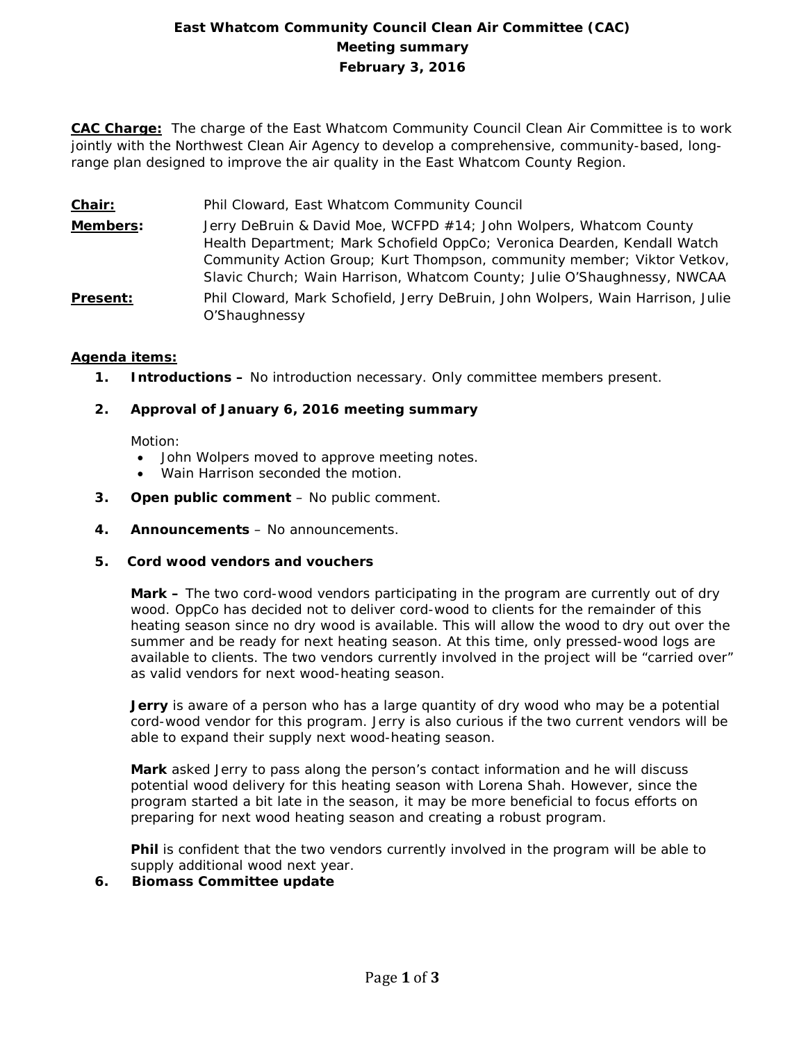# East Whatcom Community Council Clean Air Committee (CAC)
## Meeting summary
## February 3, 2016

**CAC Charge:** The charge of the East Whatcom Community Council Clean Air Committee is to work jointly with the Northwest Clean Air Agency to develop a comprehensive, community-based, long-range plan designed to improve the air quality in the East Whatcom County Region.

**Chair:** Phil Cloward, East Whatcom Community Council

**Members:** Jerry DeBruin & David Moe, WCFPD #14; John Wolpers, Whatcom County Health Department; Mark Schofield OppCo; Veronica Dearden, Kendall Watch Community Action Group; Kurt Thompson, community member; Viktor Vetkov, Slavic Church; Wain Harrison, Whatcom County; Julie O'Shaughnessy, NWCAA

**Present:** Phil Cloward, Mark Schofield, Jerry DeBruin, John Wolpers, Wain Harrison, Julie O'Shaughnessy

**Agenda items:**

1. **Introductions –** No introduction necessary. Only committee members present.

2. **Approval of January 6, 2016 meeting summary**

   Motion:
   - John Wolpers moved to approve meeting notes.
   - Wain Harrison seconded the motion.

3. **Open public comment** – No public comment.

4. **Announcements** – No announcements.

5. **Cord wood vendors and vouchers**

   **Mark –** The two cord-wood vendors participating in the program are currently out of dry wood. OppCo has decided not to deliver cord-wood to clients for the remainder of this heating season since no dry wood is available. This will allow the wood to dry out over the summer and be ready for next heating season. At this time, only pressed-wood logs are available to clients. The two vendors currently involved in the project will be "carried over" as valid vendors for next wood-heating season.

   **Jerry** is aware of a person who has a large quantity of dry wood who may be a potential cord-wood vendor for this program. Jerry is also curious if the two current vendors will be able to expand their supply next wood-heating season.

   **Mark** asked Jerry to pass along the person's contact information and he will discuss potential wood delivery for this heating season with Lorena Shah. However, since the program started a bit late in the season, it may be more beneficial to focus efforts on preparing for next wood heating season and creating a robust program.

   **Phil** is confident that the two vendors currently involved in the program will be able to supply additional wood next year.

6. **Biomass Committee update**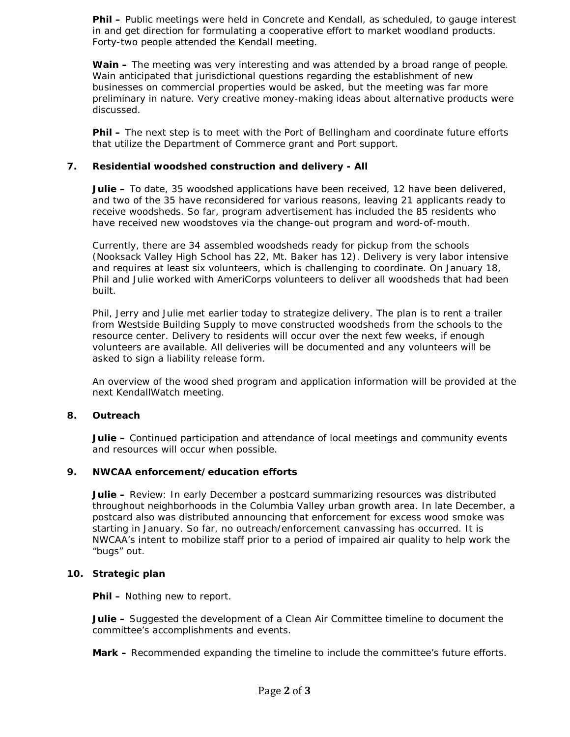**Phil –** Public meetings were held in Concrete and Kendall, as scheduled, to gauge interest in and get direction for formulating a cooperative effort to market woodland products. Forty-two people attended the Kendall meeting.

**Wain –** The meeting was very interesting and was attended by a broad range of people. Wain anticipated that jurisdictional questions regarding the establishment of new businesses on commercial properties would be asked, but the meeting was far more preliminary in nature. Very creative money-making ideas about alternative products were discussed.

**Phil –** The next step is to meet with the Port of Bellingham and coordinate future efforts that utilize the Department of Commerce grant and Port support.

**7. Residential woodshed construction and delivery - All**

**Julie –** To date, 35 woodshed applications have been received, 12 have been delivered, and two of the 35 have reconsidered for various reasons, leaving 21 applicants ready to receive woodsheds. So far, program advertisement has included the 85 residents who have received new woodstoves via the change-out program and word-of-mouth.

Currently, there are 34 assembled woodsheds ready for pickup from the schools (Nooksack Valley High School has 22, Mt. Baker has 12). Delivery is very labor intensive and requires at least six volunteers, which is challenging to coordinate. On January 18, Phil and Julie worked with AmeriCorps volunteers to deliver all woodsheds that had been built.

Phil, Jerry and Julie met earlier today to strategize delivery. The plan is to rent a trailer from Westside Building Supply to move constructed woodsheds from the schools to the resource center. Delivery to residents will occur over the next few weeks, if enough volunteers are available. All deliveries will be documented and any volunteers will be asked to sign a liability release form.

An overview of the wood shed program and application information will be provided at the next KendallWatch meeting.

**8. Outreach**

**Julie –** Continued participation and attendance of local meetings and community events and resources will occur when possible.

**9. NWCAA enforcement/education efforts**

**Julie –** Review: In early December a postcard summarizing resources was distributed throughout neighborhoods in the Columbia Valley urban growth area. In late December, a postcard also was distributed announcing that enforcement for excess wood smoke was starting in January. So far, no outreach/enforcement canvassing has occurred. It is NWCAA's intent to mobilize staff prior to a period of impaired air quality to help work the "bugs" out.

**10. Strategic plan**

**Phil –** Nothing new to report.

**Julie –** Suggested the development of a Clean Air Committee timeline to document the committee's accomplishments and events.

**Mark –** Recommended expanding the timeline to include the committee's future efforts.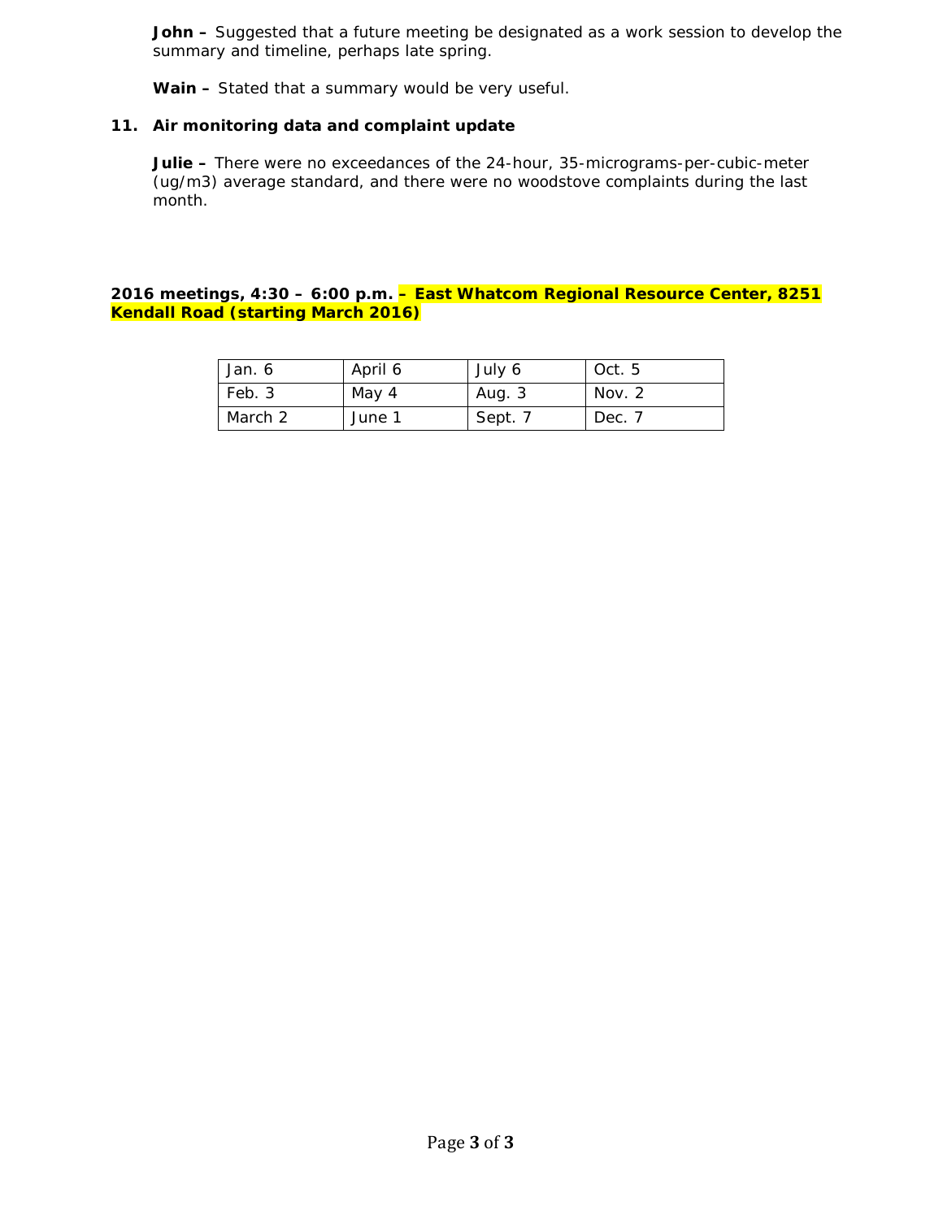**John –** Suggested that a future meeting be designated as a work session to develop the summary and timeline, perhaps late spring.

**Wain –** Stated that a summary would be very useful.

### 11. Air monitoring data and complaint update

**Julie –** There were no exceedances of the 24-hour, 35-micrograms-per-cubic-meter (ug/m3) average standard, and there were no woodstove complaints during the last month.

**2016 meetings, 4:30 – 6:00 p.m. – East Whatcom Regional Resource Center, 8251 Kendall Road (starting March 2016)**

| | | | |
|---|---|---|---|
| Jan. 6 | April 6 | July 6 | Oct. 5 |
| Feb. 3 | May 4 | Aug. 3 | Nov. 2 |
| March 2 | June 1 | Sept. 7 | Dec. 7 |